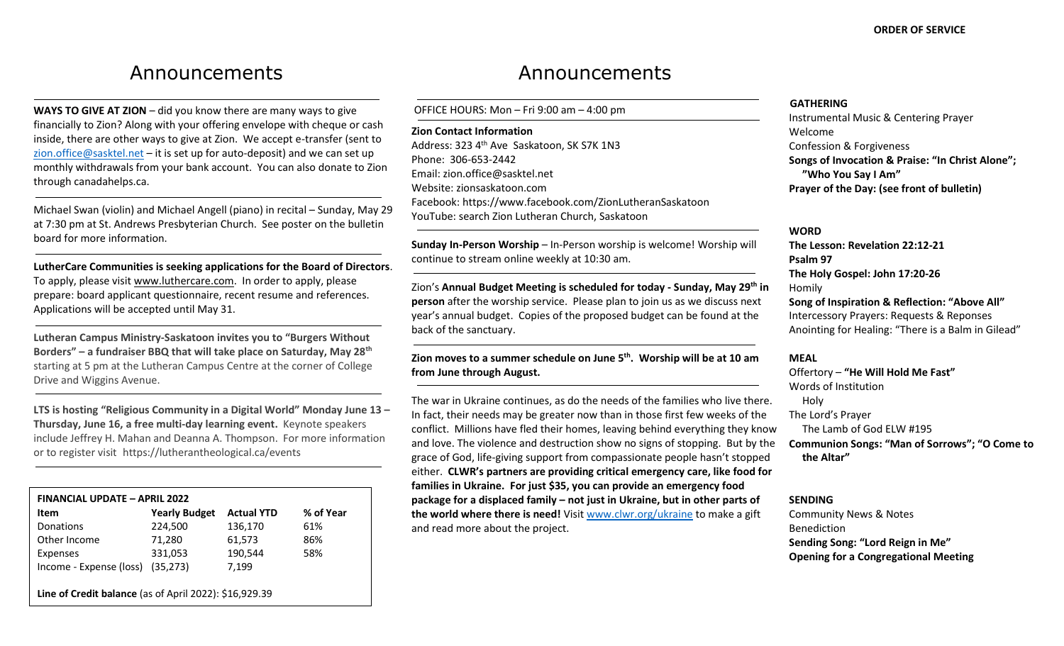# Announcements

**WAYS TO GIVE AT ZION** – did you know there are many ways to give financially to Zion? Along with your offering envelope with cheque or cash inside, there are other ways to give at Zion. We accept e-transfer (sent to zion.office@sasktel.net – it is set up for auto-deposit) and we can set up monthly withdrawals from your bank account. You can also donate to Zion through canadahelps.ca.

Michael Swan (violin) and Michael Angell (piano) in recital – Sunday, May 29 at 7:30 pm at St. Andrews Presbyterian Church. See poster on the bulletin board for more information.

**LutherCare Communities is seeking applications for the Board of Directors**. To apply, please visit www.luthercare.com. In order to apply, please prepare: board applicant questionnaire, recent resume and references. Applications will be accepted until May 31.

**Lutheran Campus Ministry-Saskatoon invites you to "Burgers Without Borders" – a fundraiser BBQ that will take place on Saturday, May 28th** starting at 5 pm at the Lutheran Campus Centre at the corner of College Drive and Wiggins Avenue.

**LTS is hosting "Religious Community in a Digital World" Monday June 13 – Thursday, June 16, a free multi-day learning event.** Keynote speakers include Jeffrey H. Mahan and Deanna A. Thompson. For more information or to register visit https://lutherantheological.ca/events

**FINANCIAL UPDATE – APRIL 2022**

| Item | Yearly Budget | Actual YTD | % of Year |
|---|---|---|---|
| Donations | 224,500 | 136,170 | 61% |
| Other Income | 71,280 | 61,573 | 86% |
| Expenses | 331,053 | 190,544 | 58% |
| Income - Expense (loss) | (35,273) | 7,199 | |

**Line of Credit balance** (as of April 2022): $16,929.39

# Announcements

OFFICE HOURS: Mon – Fri 9:00 am – 4:00 pm

**Zion Contact Information**
Address: 323 4th Ave Saskatoon, SK S7K 1N3
Phone: 306-653-2442
Email: zion.office@sasktel.net
Website: zionsaskatoon.com
Facebook: https://www.facebook.com/ZionLutheranSaskatoon
YouTube: search Zion Lutheran Church, Saskatoon

**Sunday In-Person Worship** – In-Person worship is welcome! Worship will continue to stream online weekly at 10:30 am.

Zion's **Annual Budget Meeting is scheduled for today - Sunday, May 29th in person** after the worship service. Please plan to join us as we discuss next year's annual budget. Copies of the proposed budget can be found at the back of the sanctuary.

**Zion moves to a summer schedule on June 5th. Worship will be at 10 am from June through August.**

The war in Ukraine continues, as do the needs of the families who live there. In fact, their needs may be greater now than in those first few weeks of the conflict. Millions have fled their homes, leaving behind everything they know and love. The violence and destruction show no signs of stopping. But by the grace of God, life-giving support from compassionate people hasn't stopped either. **CLWR's partners are providing critical emergency care, like food for families in Ukraine. For just $35, you can provide an emergency food package for a displaced family – not just in Ukraine, but in other parts of the world where there is need!** Visit www.clwr.org/ukraine to make a gift and read more about the project.

**ORDER OF SERVICE**

**GATHERING**
Instrumental Music & Centering Prayer
Welcome
Confession & Forgiveness
**Songs of Invocation & Praise: "In Christ Alone"; "Who You Say I Am"**
**Prayer of the Day: (see front of bulletin)**

**WORD**
**The Lesson: Revelation 22:12-21**
**Psalm 97**
**The Holy Gospel: John 17:20-26**
Homily
**Song of Inspiration & Reflection: "Above All"**
Intercessory Prayers: Requests & Reponses
Anointing for Healing: "There is a Balm in Gilead"

**MEAL**
Offertory – **"He Will Hold Me Fast"**
Words of Institution
Holy
The Lord's Prayer
The Lamb of God ELW #195
**Communion Songs: "Man of Sorrows"; "O Come to the Altar"**

**SENDING**
Community News & Notes
Benediction
**Sending Song: "Lord Reign in Me"**
**Opening for a Congregational Meeting**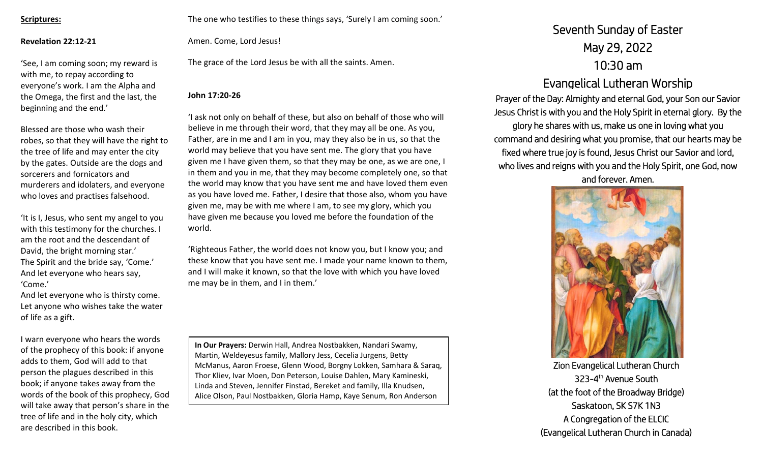**Scriptures:**

**Revelation 22:12-21**

'See, I am coming soon; my reward is with me, to repay according to everyone's work. I am the Alpha and the Omega, the first and the last, the beginning and the end.'

Blessed are those who wash their robes, so that they will have the right to the tree of life and may enter the city by the gates. Outside are the dogs and sorcerers and fornicators and murderers and idolaters, and everyone who loves and practises falsehood.

'It is I, Jesus, who sent my angel to you with this testimony for the churches. I am the root and the descendant of David, the bright morning star.'
The Spirit and the bride say, 'Come.'
And let everyone who hears say, 'Come.'
And let everyone who is thirsty come.
Let anyone who wishes take the water of life as a gift.

I warn everyone who hears the words of the prophecy of this book: if anyone adds to them, God will add to that person the plagues described in this book; if anyone takes away from the words of the book of this prophecy, God will take away that person's share in the tree of life and in the holy city, which are described in this book.

The one who testifies to these things says, 'Surely I am coming soon.'

Amen. Come, Lord Jesus!

The grace of the Lord Jesus be with all the saints. Amen.

**John 17:20-26**

'I ask not only on behalf of these, but also on behalf of those who will believe in me through their word, that they may all be one. As you, Father, are in me and I am in you, may they also be in us, so that the world may believe that you have sent me. The glory that you have given me I have given them, so that they may be one, as we are one, I in them and you in me, that they may become completely one, so that the world may know that you have sent me and have loved them even as you have loved me. Father, I desire that those also, whom you have given me, may be with me where I am, to see my glory, which you have given me because you loved me before the foundation of the world.

'Righteous Father, the world does not know you, but I know you; and these know that you have sent me. I made your name known to them, and I will make it known, so that the love with which you have loved me may be in them, and I in them.'

**In Our Prayers:** Derwin Hall, Andrea Nostbakken, Nandari Swamy, Martin, Weldeyesus family, Mallory Jess, Cecelia Jurgens, Betty McManus, Aaron Froese, Glenn Wood, Borgny Lokken, Samhara & Saraq, Thor Kliev, Ivar Moen, Don Peterson, Louise Dahlen, Mary Kamineski, Linda and Steven, Jennifer Finstad, Bereket and family, Illa Knudsen, Alice Olson, Paul Nostbakken, Gloria Hamp, Kaye Senum, Ron Anderson

# Seventh Sunday of Easter
# May 29, 2022
# 10:30 am
# Evangelical Lutheran Worship

Prayer of the Day: Almighty and eternal God, your Son our Savior Jesus Christ is with you and the Holy Spirit in eternal glory. By the glory he shares with us, make us one in loving what you command and desiring what you promise, that our hearts may be fixed where true joy is found, Jesus Christ our Savior and lord, who lives and reigns with you and the Holy Spirit, one God, now and forever. Amen.

Zion Evangelical Lutheran Church
323-4th Avenue South
(at the foot of the Broadway Bridge)
Saskatoon, SK S7K 1N3
A Congregation of the ELCIC
(Evangelical Lutheran Church in Canada)